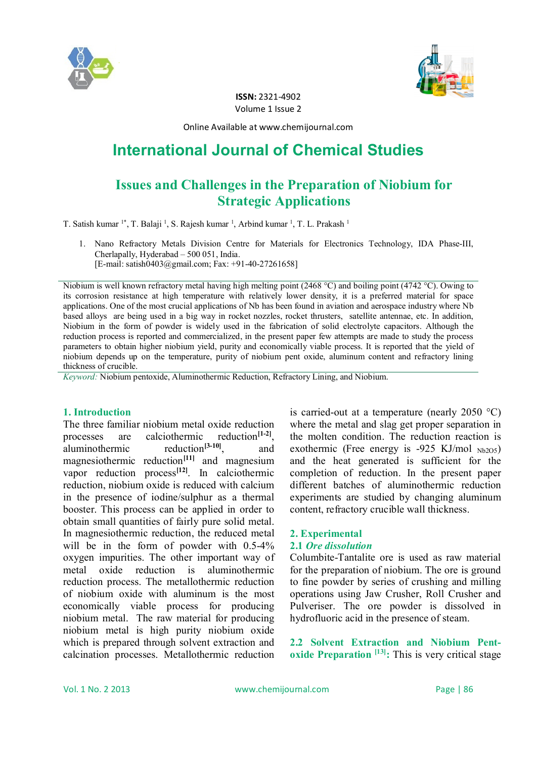ISSN: 2321-4902
Volume 1 Issue 2

Online Available at www.chemijournal.com

# International Journal of Chemical Studies

## Issues and Challenges in the Preparation of Niobium for Strategic Applications

T. Satish kumar [1*], T. Balaji [1], S. Rajesh kumar [1], Arbind kumar [1], T. L. Prakash [1]

1. Nano Refractory Metals Division Centre for Materials for Electronics Technology, IDA Phase-III, Cherlapally, Hyderabad – 500 051, India.
[E-mail: satish0403@gmail.com; Fax: +91-40-27261658]

Niobium is well known refractory metal having high melting point (2468 °C) and boiling point (4742 °C). Owing to its corrosion resistance at high temperature with relatively lower density, it is a preferred material for space applications. One of the most crucial applications of Nb has been found in aviation and aerospace industry where Nb based alloys are being used in a big way in rocket nozzles, rocket thrusters, satellite antennae, etc. In addition, Niobium in the form of powder is widely used in the fabrication of solid electrolyte capacitors. Although the reduction process is reported and commercialized, in the present paper few attempts are made to study the process parameters to obtain higher niobium yield, purity and economically viable process. It is reported that the yield of niobium depends up on the temperature, purity of niobium pent oxide, aluminum content and refractory lining thickness of crucible.

*Keyword:* Niobium pentoxide, Aluminothermic Reduction, Refractory Lining, and Niobium.

### 1. Introduction

The three familiar niobium metal oxide reduction processes are calciothermic reduction[1-2], aluminothermic reduction[3-10], and magnesiothermic reduction[11] and magnesium vapor reduction process[12]. In calciothermic reduction, niobium oxide is reduced with calcium in the presence of iodine/sulphur as a thermal booster. This process can be applied in order to obtain small quantities of fairly pure solid metal. In magnesiothermic reduction, the reduced metal will be in the form of powder with 0.5-4% oxygen impurities. The other important way of metal oxide reduction is aluminothermic reduction process. The metallothermic reduction of niobium oxide with aluminum is the most economically viable process for producing niobium metal. The raw material for producing niobium metal is high purity niobium oxide which is prepared through solvent extraction and calcination processes. Metallothermic reduction is carried-out at a temperature (nearly 2050 °C) where the metal and slag get proper separation in the molten condition. The reduction reaction is exothermic (Free energy is -925 KJ/mol $_{Nb_2O_5}$) and the heat generated is sufficient for the completion of reduction. In the present paper different batches of aluminothermic reduction experiments are studied by changing aluminum content, refractory crucible wall thickness.

### 2. Experimental

#### 2.1 *Ore dissolution*

Columbite-Tantalite ore is used as raw material for the preparation of niobium. The ore is ground to fine powder by series of crushing and milling operations using Jaw Crusher, Roll Crusher and Pulveriser. The ore powder is dissolved in hydrofluoric acid in the presence of steam.

#### 2.2 Solvent Extraction and Niobium Pent-oxide Preparation [13]:

This is very critical stage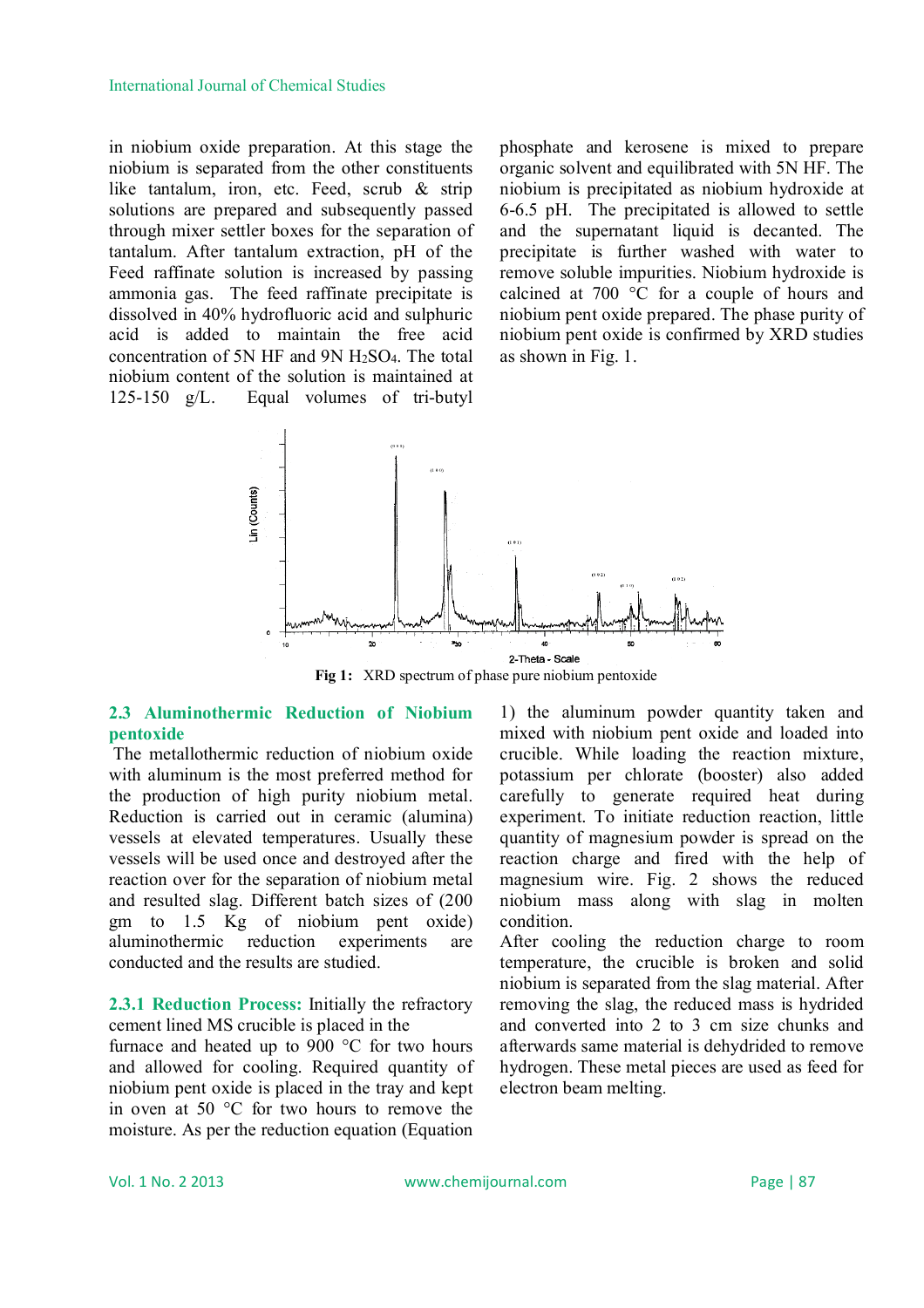in niobium oxide preparation. At this stage the niobium is separated from the other constituents like tantalum, iron, etc. Feed, scrub & strip solutions are prepared and subsequently passed through mixer settler boxes for the separation of tantalum. After tantalum extraction, pH of the Feed raffinate solution is increased by passing ammonia gas. The feed raffinate precipitate is dissolved in 40% hydrofluoric acid and sulphuric acid is added to maintain the free acid concentration of 5N HF and 9N $H_2SO_4$. The total niobium content of the solution is maintained at 125-150 g/L. Equal volumes of tri-butyl phosphate and kerosene is mixed to prepare organic solvent and equilibrated with 5N HF. The niobium is precipitated as niobium hydroxide at 6-6.5 pH. The precipitated is allowed to settle and the supernatant liquid is decanted. The precipitate is further washed with water to remove soluble impurities. Niobium hydroxide is calcined at 700 °C for a couple of hours and niobium pent oxide prepared. The phase purity of niobium pent oxide is confirmed by XRD studies as shown in Fig. 1.

**Fig 1:** XRD spectrum of phase pure niobium pentoxide

## 2.3 Aluminothermic Reduction of Niobium pentoxide

The metallothermic reduction of niobium oxide with aluminum is the most preferred method for the production of high purity niobium metal. Reduction is carried out in ceramic (alumina) vessels at elevated temperatures. Usually these vessels will be used once and destroyed after the reaction over for the separation of niobium metal and resulted slag. Different batch sizes of (200 gm to 1.5 Kg of niobium pent oxide) aluminothermic reduction experiments are conducted and the results are studied.

**2.3.1 Reduction Process:** Initially the refractory cement lined MS crucible is placed in the furnace and heated up to 900 °C for two hours and allowed for cooling. Required quantity of niobium pent oxide is placed in the tray and kept in oven at 50 °C for two hours to remove the moisture. As per the reduction equation (Equation 1) the aluminum powder quantity taken and mixed with niobium pent oxide and loaded into crucible. While loading the reaction mixture, potassium per chlorate (booster) also added carefully to generate required heat during experiment. To initiate reduction reaction, little quantity of magnesium powder is spread on the reaction charge and fired with the help of magnesium wire. Fig. 2 shows the reduced niobium mass along with slag in molten condition.

After cooling the reduction charge to room temperature, the crucible is broken and solid niobium is separated from the slag material. After removing the slag, the reduced mass is hydrided and converted into 2 to 3 cm size chunks and afterwards same material is dehydrided to remove hydrogen. These metal pieces are used as feed for electron beam melting.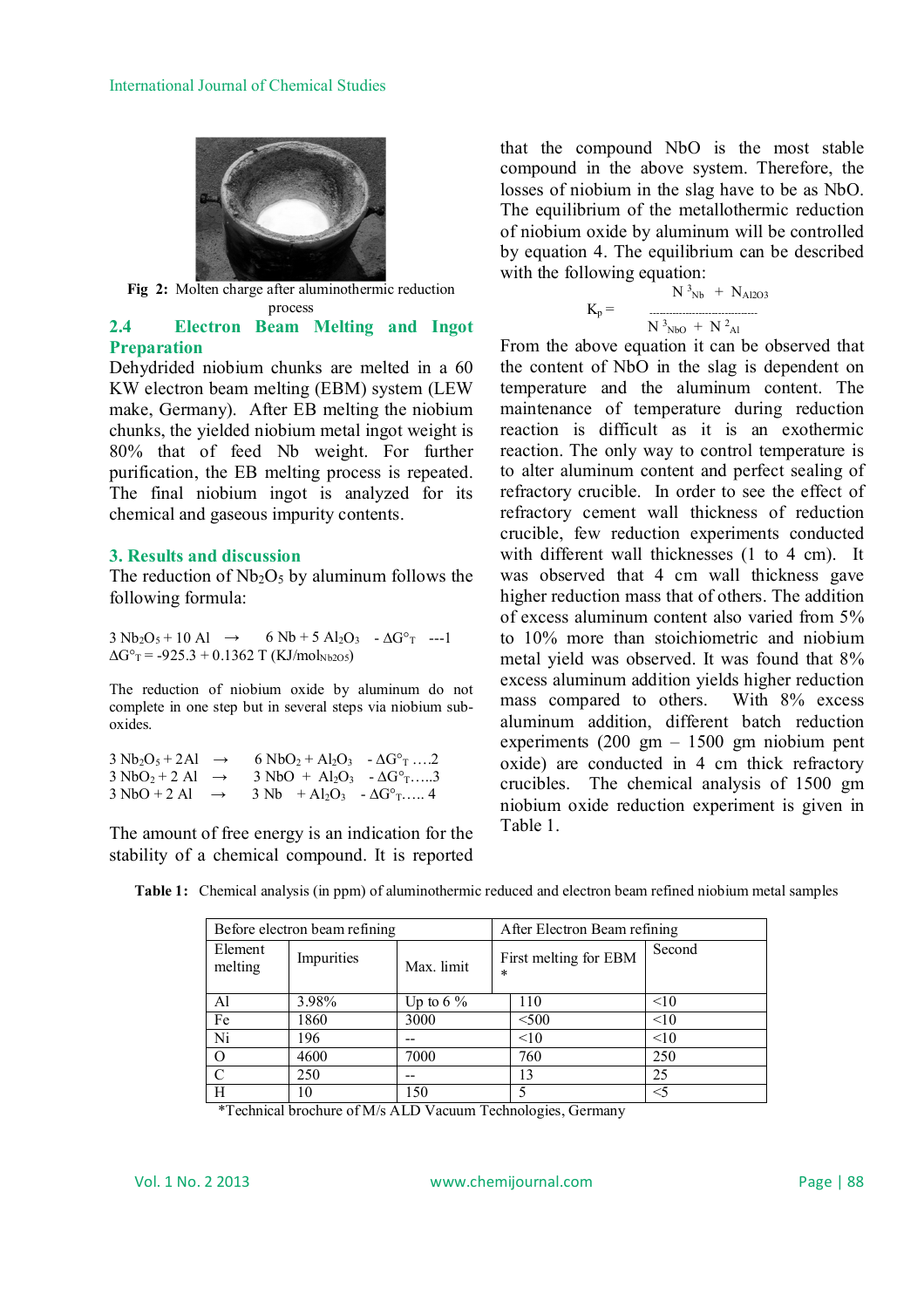Fig 2: Molten charge after aluminothermic reduction process

### 2.4 Electron Beam Melting and Ingot Preparation

Dehydrided niobium chunks are melted in a 60 KW electron beam melting (EBM) system (LEW make, Germany). After EB melting the niobium chunks, the yielded niobium metal ingot weight is 80% that of feed Nb weight. For further purification, the EB melting process is repeated. The final niobium ingot is analyzed for its chemical and gaseous impurity contents.

## 3. Results and discussion

The reduction of $Nb_2O_5$ by aluminum follows the following formula:

$$3\,Nb_2O_5 + 10\,Al \rightarrow 6\,Nb + 5\,Al_2O_3 \quad -\Delta G^{\circ}_T \quad ---1$$

$$\Delta G^{\circ}_T = -925.3 + 0.1362\,T\ (KJ/mol_{Nb2O5})$$

The reduction of niobium oxide by aluminum do not complete in one step but in several steps via niobium sub-oxides.

$$3\,Nb_2O_5 + 2Al \rightarrow 6\,NbO_2 + Al_2O_3 \quad -\Delta G^{\circ}_T \ldots.2$$

$$3\,NbO_2 + 2\,Al \rightarrow 3\,NbO + Al_2O_3 \quad -\Delta G^{\circ}_T \ldots..3$$

$$3\,NbO + 2\,Al \rightarrow 3\,Nb + Al_2O_3 \quad -\Delta G^{\circ}_T \ldots..\,4$$

The amount of free energy is an indication for the stability of a chemical compound. It is reported that the compound NbO is the most stable compound in the above system. Therefore, the losses of niobium in the slag have to be as NbO. The equilibrium of the metallothermic reduction of niobium oxide by aluminum will be controlled by equation 4. The equilibrium can be described with the following equation:

$$K_p = \frac{N^3_{Nb} + N_{Al2O3}}{N^3_{NbO} + N^2_{Al}}$$

From the above equation it can be observed that the content of NbO in the slag is dependent on temperature and the aluminum content. The maintenance of temperature during reduction reaction is difficult as it is an exothermic reaction. The only way to control temperature is to alter aluminum content and perfect sealing of refractory crucible. In order to see the effect of refractory cement wall thickness of reduction crucible, few reduction experiments conducted with different wall thicknesses (1 to 4 cm). It was observed that 4 cm wall thickness gave higher reduction mass that of others. The addition of excess aluminum content also varied from 5% to 10% more than stoichiometric and niobium metal yield was observed. It was found that 8% excess aluminum addition yields higher reduction mass compared to others. With 8% excess aluminum addition, different batch reduction experiments (200 gm – 1500 gm niobium pent oxide) are conducted in 4 cm thick refractory crucibles. The chemical analysis of 1500 gm niobium oxide reduction experiment is given in Table 1.

**Table 1:** Chemical analysis (in ppm) of aluminothermic reduced and electron beam refined niobium metal samples

| Before electron beam refining | | | After Electron Beam refining | |
|---|---|---|---|---|
| Element melting | Impurities | Max. limit | First melting for EBM * | Second |
| Al | 3.98% | Up to 6 % | 110 | <10 |
| Fe | 1860 | 3000 | <500 | <10 |
| Ni | 196 | -- | <10 | <10 |
| O | 4600 | 7000 | 760 | 250 |
| C | 250 | -- | 13 | 25 |
| H | 10 | 150 | 5 | <5 |

*Technical brochure of M/s ALD Vacuum Technologies, Germany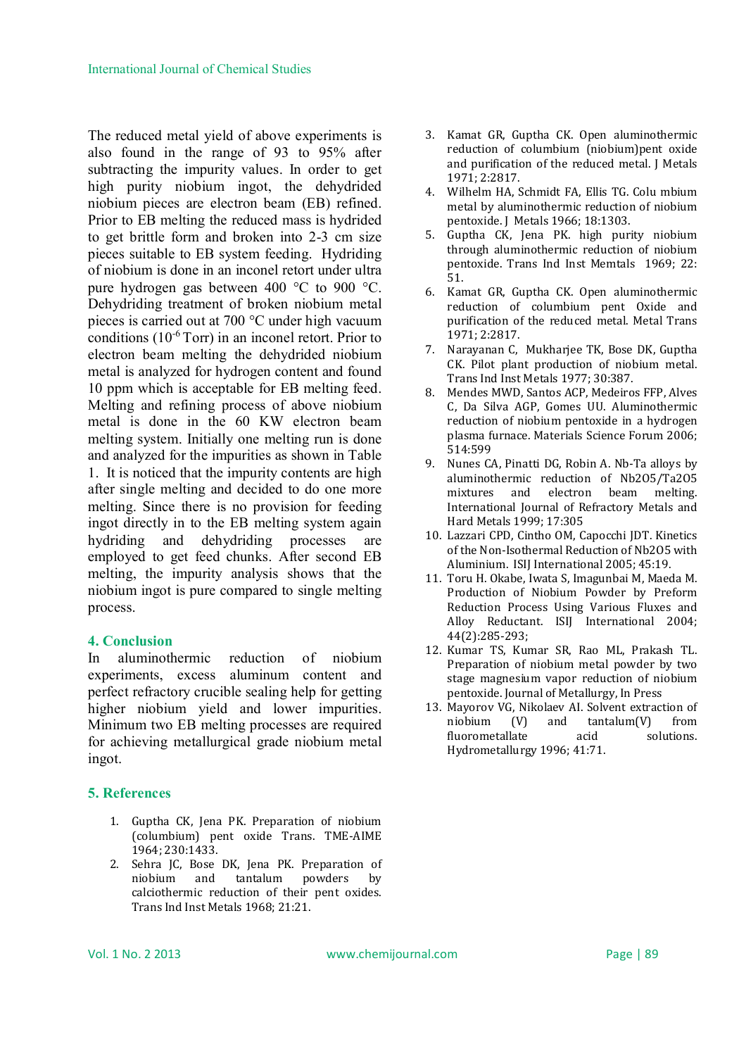The reduced metal yield of above experiments is also found in the range of 93 to 95% after subtracting the impurity values. In order to get high purity niobium ingot, the dehydrided niobium pieces are electron beam (EB) refined. Prior to EB melting the reduced mass is hydrided to get brittle form and broken into 2-3 cm size pieces suitable to EB system feeding. Hydriding of niobium is done in an inconel retort under ultra pure hydrogen gas between 400 °C to 900 °C. Dehydriding treatment of broken niobium metal pieces is carried out at 700 °C under high vacuum conditions ($10^{-6}$ Torr) in an inconel retort. Prior to electron beam melting the dehydrided niobium metal is analyzed for hydrogen content and found 10 ppm which is acceptable for EB melting feed. Melting and refining process of above niobium metal is done in the 60 KW electron beam melting system. Initially one melting run is done and analyzed for the impurities as shown in Table 1. It is noticed that the impurity contents are high after single melting and decided to do one more melting. Since there is no provision for feeding ingot directly in to the EB melting system again hydriding and dehydriding processes are employed to get feed chunks. After second EB melting, the impurity analysis shows that the niobium ingot is pure compared to single melting process.

## 4. Conclusion

In aluminothermic reduction of niobium experiments, excess aluminum content and perfect refractory crucible sealing help for getting higher niobium yield and lower impurities. Minimum two EB melting processes are required for achieving metallurgical grade niobium metal ingot.

## 5. References

1. Guptha CK, Jena PK. Preparation of niobium (columbium) pent oxide Trans. TME-AIME 1964; 230:1433.
2. Sehra JC, Bose DK, Jena PK. Preparation of niobium and tantalum powders by calciothermic reduction of their pent oxides. Trans Ind Inst Metals 1968; 21:21.
3. Kamat GR, Guptha CK. Open aluminothermic reduction of columbium (niobium)pent oxide and purification of the reduced metal. J Metals 1971; 2:2817.
4. Wilhelm HA, Schmidt FA, Ellis TG. Colu mbium metal by aluminothermic reduction of niobium pentoxide. J Metals 1966; 18:1303.
5. Guptha CK, Jena PK. high purity niobium through aluminothermic reduction of niobium pentoxide. Trans Ind Inst Memtals 1969; 22: 51.
6. Kamat GR, Guptha CK. Open aluminothermic reduction of columbium pent Oxide and purification of the reduced metal. Metal Trans 1971; 2:2817.
7. Narayanan C, Mukharjee TK, Bose DK, Guptha CK. Pilot plant production of niobium metal. Trans Ind Inst Metals 1977; 30:387.
8. Mendes MWD, Santos ACP, Medeiros FFP, Alves C, Da Silva AGP, Gomes UU. Aluminothermic reduction of niobium pentoxide in a hydrogen plasma furnace. Materials Science Forum 2006; 514:599
9. Nunes CA, Pinatti DG, Robin A. Nb-Ta alloys by aluminothermic reduction of Nb2O5/Ta2O5 mixtures and electron beam melting. International Journal of Refractory Metals and Hard Metals 1999; 17:305
10. Lazzari CPD, Cintho OM, Capocchi JDT. Kinetics of the Non-Isothermal Reduction of Nb2O5 with Aluminium. ISIJ International 2005; 45:19.
11. Toru H. Okabe, Iwata S, Imagunbai M, Maeda M. Production of Niobium Powder by Preform Reduction Process Using Various Fluxes and Alloy Reductant. ISIJ International 2004; 44(2):285-293;
12. Kumar TS, Kumar SR, Rao ML, Prakash TL. Preparation of niobium metal powder by two stage magnesium vapor reduction of niobium pentoxide. Journal of Metallurgy, In Press
13. Mayorov VG, Nikolaev AI. Solvent extraction of niobium (V) and tantalum(V) from fluorometallate acid solutions. Hydrometallurgy 1996; 41:71.